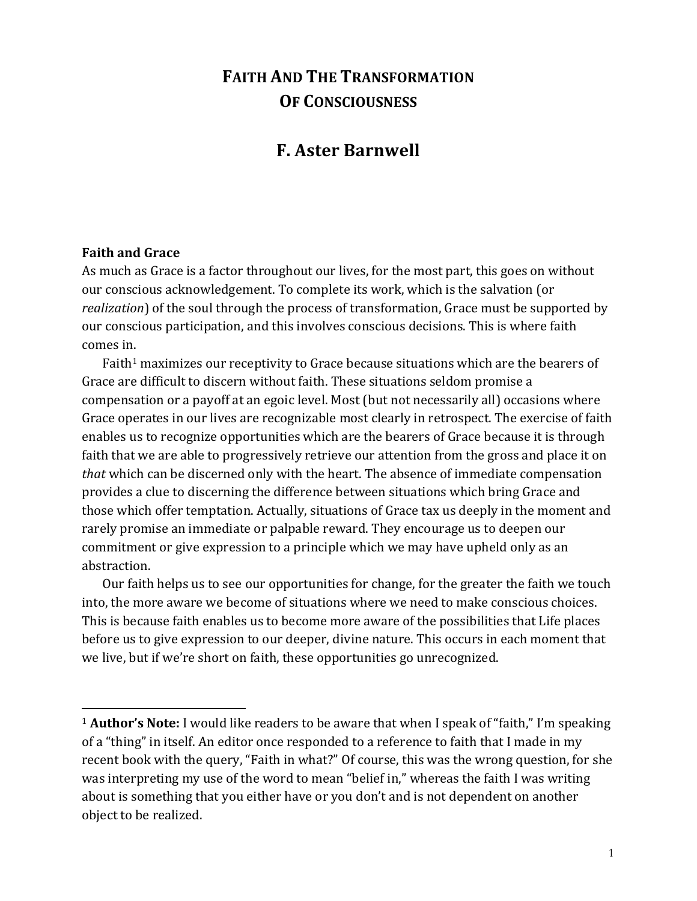# FAITH AND THE TRANSFORMATION OF CONSCIOUSNESS

## F. Aster Barnwell

### Faith and Grace

As much as Grace is a factor throughout our lives, for the most part, this goes on without our conscious acknowledgement. To complete its work, which is the salvation (or *realization*) of the soul through the process of transformation, Grace must be supported by our conscious participation, and this involves conscious decisions. This is where faith comes in.

Faith[1] maximizes our receptivity to Grace because situations which are the bearers of Grace are difficult to discern without faith. These situations seldom promise a compensation or a payoff at an egoic level. Most (but not necessarily all) occasions where Grace operates in our lives are recognizable most clearly in retrospect. The exercise of faith enables us to recognize opportunities which are the bearers of Grace because it is through faith that we are able to progressively retrieve our attention from the gross and place it on *that* which can be discerned only with the heart. The absence of immediate compensation provides a clue to discerning the difference between situations which bring Grace and those which offer temptation. Actually, situations of Grace tax us deeply in the moment and rarely promise an immediate or palpable reward. They encourage us to deepen our commitment or give expression to a principle which we may have upheld only as an abstraction.

Our faith helps us to see our opportunities for change, for the greater the faith we touch into, the more aware we become of situations where we need to make conscious choices. This is because faith enables us to become more aware of the possibilities that Life places before us to give expression to our deeper, divine nature. This occurs in each moment that we live, but if we're short on faith, these opportunities go unrecognized.

---

[1] **Author's Note:** I would like readers to be aware that when I speak of "faith," I'm speaking of a "thing" in itself. An editor once responded to a reference to faith that I made in my recent book with the query, "Faith in what?" Of course, this was the wrong question, for she was interpreting my use of the word to mean "belief in," whereas the faith I was writing about is something that you either have or you don't and is not dependent on another object to be realized.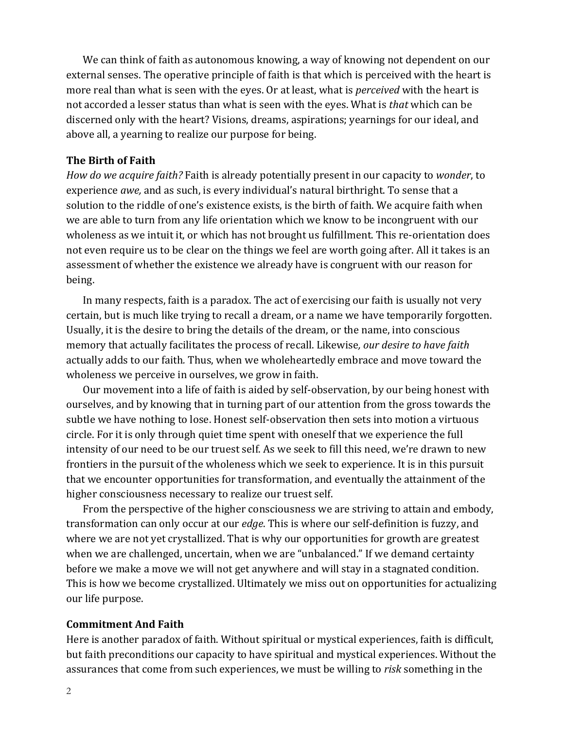We can think of faith as autonomous knowing, a way of knowing not dependent on our external senses. The operative principle of faith is that which is perceived with the heart is more real than what is seen with the eyes. Or at least, what is *perceived* with the heart is not accorded a lesser status than what is seen with the eyes. What is *that* which can be discerned only with the heart? Visions, dreams, aspirations; yearnings for our ideal, and above all, a yearning to realize our purpose for being.

**The Birth of Faith**

*How do we acquire faith?* Faith is already potentially present in our capacity to *wonder*, to experience *awe,* and as such, is every individual's natural birthright. To sense that a solution to the riddle of one's existence exists, is the birth of faith. We acquire faith when we are able to turn from any life orientation which we know to be incongruent with our wholeness as we intuit it, or which has not brought us fulfillment. This re-orientation does not even require us to be clear on the things we feel are worth going after. All it takes is an assessment of whether the existence we already have is congruent with our reason for being.

In many respects, faith is a paradox. The act of exercising our faith is usually not very certain, but is much like trying to recall a dream, or a name we have temporarily forgotten. Usually, it is the desire to bring the details of the dream, or the name, into conscious memory that actually facilitates the process of recall. Likewise*, our desire to have faith* actually adds to our faith. Thus, when we wholeheartedly embrace and move toward the wholeness we perceive in ourselves, we grow in faith.

Our movement into a life of faith is aided by self-observation, by our being honest with ourselves, and by knowing that in turning part of our attention from the gross towards the subtle we have nothing to lose. Honest self-observation then sets into motion a virtuous circle. For it is only through quiet time spent with oneself that we experience the full intensity of our need to be our truest self. As we seek to fill this need, we're drawn to new frontiers in the pursuit of the wholeness which we seek to experience. It is in this pursuit that we encounter opportunities for transformation, and eventually the attainment of the higher consciousness necessary to realize our truest self.

From the perspective of the higher consciousness we are striving to attain and embody, transformation can only occur at our *edge*. This is where our self-definition is fuzzy, and where we are not yet crystallized. That is why our opportunities for growth are greatest when we are challenged, uncertain, when we are "unbalanced." If we demand certainty before we make a move we will not get anywhere and will stay in a stagnated condition. This is how we become crystallized. Ultimately we miss out on opportunities for actualizing our life purpose.

**Commitment And Faith**

Here is another paradox of faith. Without spiritual or mystical experiences, faith is difficult, but faith preconditions our capacity to have spiritual and mystical experiences. Without the assurances that come from such experiences, we must be willing to *risk* something in the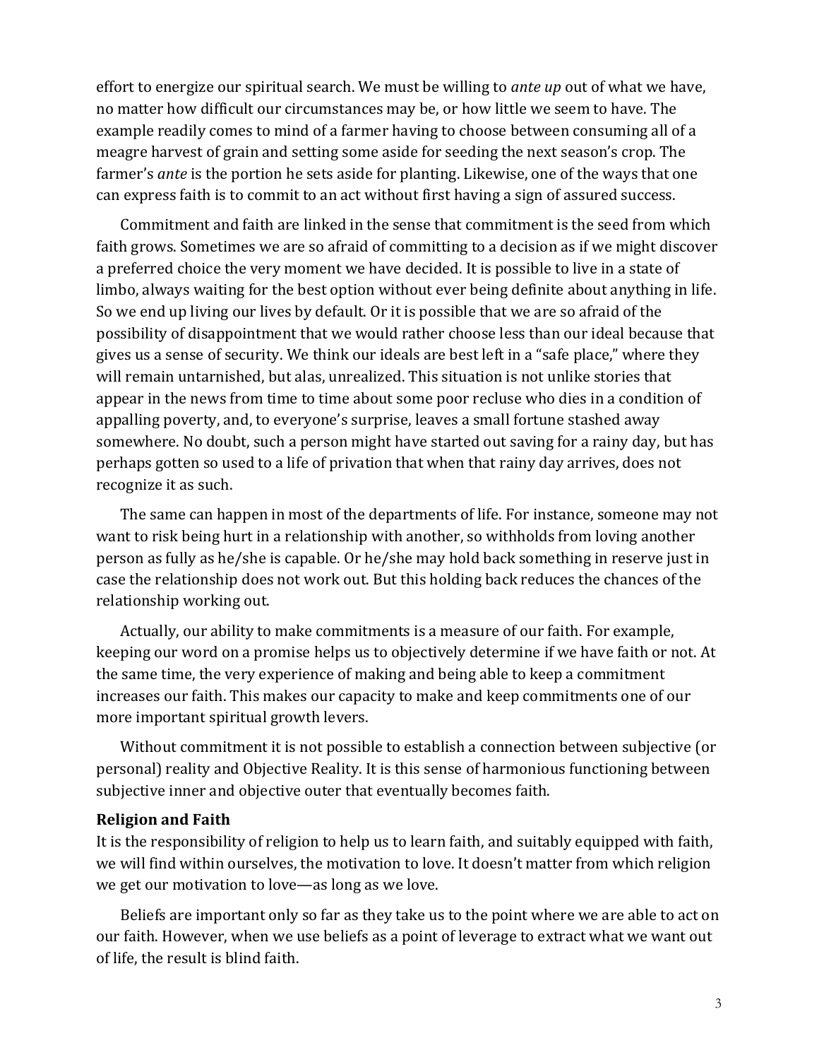effort to energize our spiritual search. We must be willing to *ante up* out of what we have, no matter how difficult our circumstances may be, or how little we seem to have. The example readily comes to mind of a farmer having to choose between consuming all of a meagre harvest of grain and setting some aside for seeding the next season's crop. The farmer's *ante* is the portion he sets aside for planting. Likewise, one of the ways that one can express faith is to commit to an act without first having a sign of assured success.

Commitment and faith are linked in the sense that commitment is the seed from which faith grows. Sometimes we are so afraid of committing to a decision as if we might discover a preferred choice the very moment we have decided. It is possible to live in a state of limbo, always waiting for the best option without ever being definite about anything in life. So we end up living our lives by default. Or it is possible that we are so afraid of the possibility of disappointment that we would rather choose less than our ideal because that gives us a sense of security. We think our ideals are best left in a "safe place," where they will remain untarnished, but alas, unrealized. This situation is not unlike stories that appear in the news from time to time about some poor recluse who dies in a condition of appalling poverty, and, to everyone's surprise, leaves a small fortune stashed away somewhere. No doubt, such a person might have started out saving for a rainy day, but has perhaps gotten so used to a life of privation that when that rainy day arrives, does not recognize it as such.

The same can happen in most of the departments of life. For instance, someone may not want to risk being hurt in a relationship with another, so withholds from loving another person as fully as he/she is capable. Or he/she may hold back something in reserve just in case the relationship does not work out. But this holding back reduces the chances of the relationship working out.

Actually, our ability to make commitments is a measure of our faith. For example, keeping our word on a promise helps us to objectively determine if we have faith or not. At the same time, the very experience of making and being able to keep a commitment increases our faith. This makes our capacity to make and keep commitments one of our more important spiritual growth levers.

Without commitment it is not possible to establish a connection between subjective (or personal) reality and Objective Reality. It is this sense of harmonious functioning between subjective inner and objective outer that eventually becomes faith.

**Religion and Faith**

It is the responsibility of religion to help us to learn faith, and suitably equipped with faith, we will find within ourselves, the motivation to love. It doesn't matter from which religion we get our motivation to love—as long as we love.

Beliefs are important only so far as they take us to the point where we are able to act on our faith. However, when we use beliefs as a point of leverage to extract what we want out of life, the result is blind faith.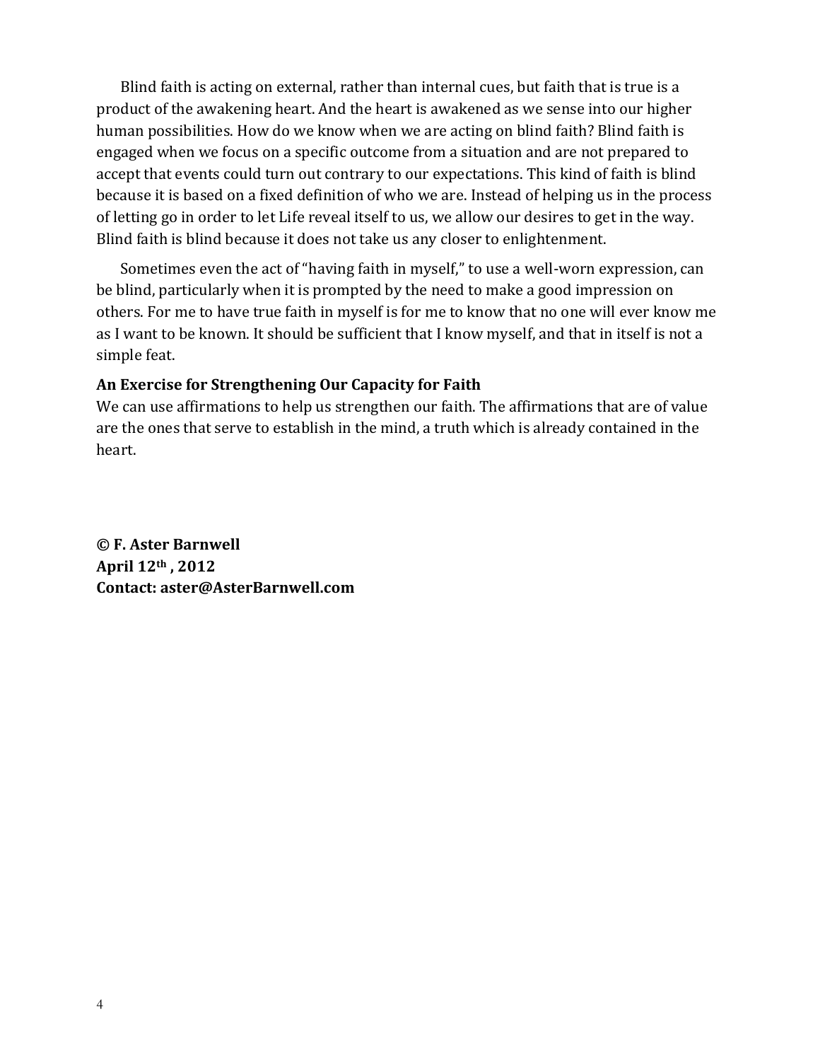Blind faith is acting on external, rather than internal cues, but faith that is true is a product of the awakening heart. And the heart is awakened as we sense into our higher human possibilities. How do we know when we are acting on blind faith? Blind faith is engaged when we focus on a specific outcome from a situation and are not prepared to accept that events could turn out contrary to our expectations. This kind of faith is blind because it is based on a fixed definition of who we are. Instead of helping us in the process of letting go in order to let Life reveal itself to us, we allow our desires to get in the way. Blind faith is blind because it does not take us any closer to enlightenment.

Sometimes even the act of "having faith in myself," to use a well-worn expression, can be blind, particularly when it is prompted by the need to make a good impression on others. For me to have true faith in myself is for me to know that no one will ever know me as I want to be known. It should be sufficient that I know myself, and that in itself is not a simple feat.

**An Exercise for Strengthening Our Capacity for Faith**

We can use affirmations to help us strengthen our faith. The affirmations that are of value are the ones that serve to establish in the mind, a truth which is already contained in the heart.

**© F. Aster Barnwell**
**April 12th , 2012**
**Contact: aster@AsterBarnwell.com**